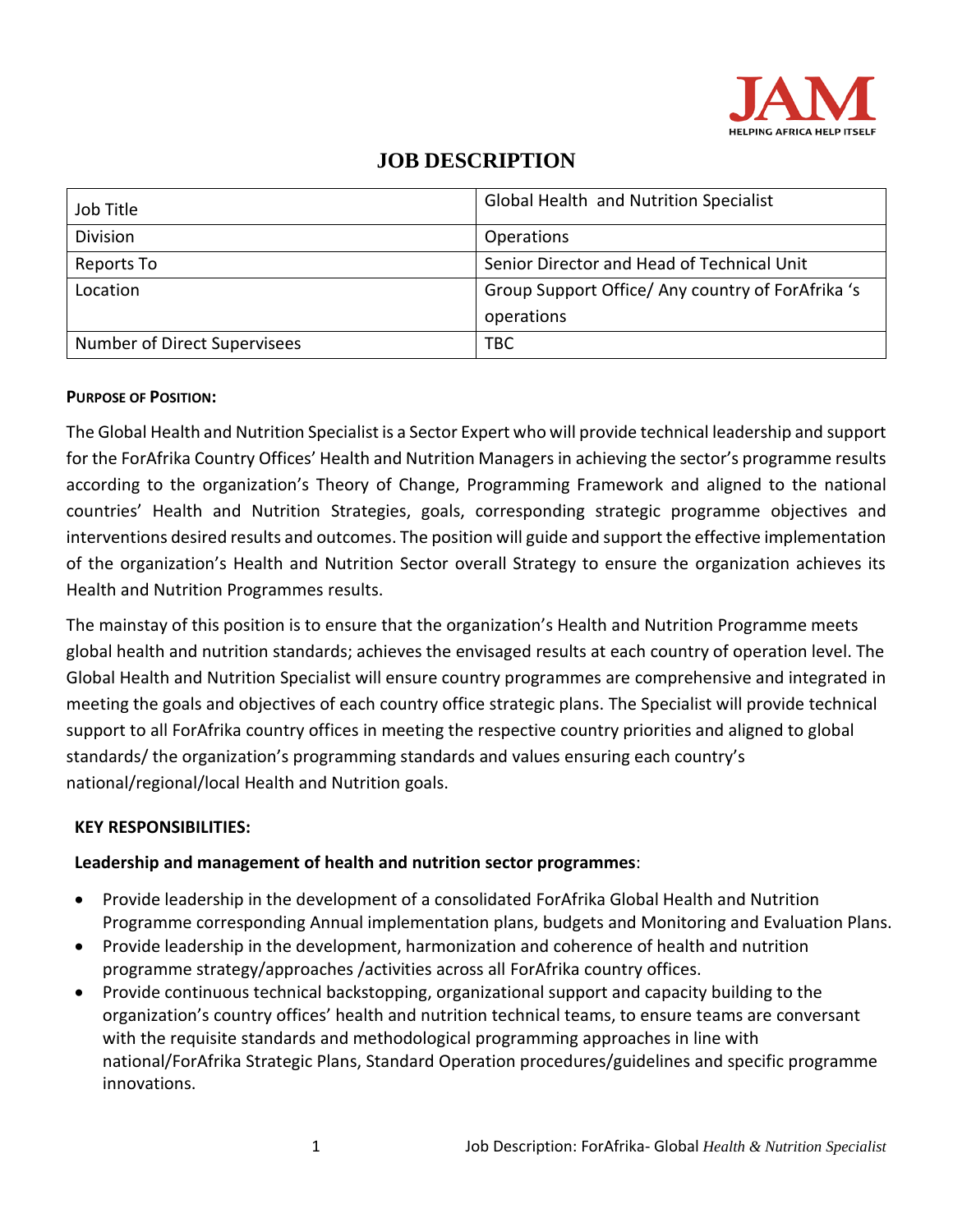JAM
HELPING AFRICA HELP ITSELF

# JOB DESCRIPTION

| Job Title | Global Health and Nutrition Specialist |
|---|---|
| Division | Operations |
| Reports To | Senior Director and Head of Technical Unit |
| Location | Group Support Office/ Any country of ForAfrika 's operations |
| Number of Direct Supervisees | TBC |

**PURPOSE OF POSITION:**

The Global Health and Nutrition Specialist is a Sector Expert who will provide technical leadership and support for the ForAfrika Country Offices' Health and Nutrition Managers in achieving the sector's programme results according to the organization's Theory of Change, Programming Framework and aligned to the national countries' Health and Nutrition Strategies, goals, corresponding strategic programme objectives and interventions desired results and outcomes. The position will guide and support the effective implementation of the organization's Health and Nutrition Sector overall Strategy to ensure the organization achieves its Health and Nutrition Programmes results.

The mainstay of this position is to ensure that the organization's Health and Nutrition Programme meets global health and nutrition standards; achieves the envisaged results at each country of operation level. The Global Health and Nutrition Specialist will ensure country programmes are comprehensive and integrated in meeting the goals and objectives of each country office strategic plans. The Specialist will provide technical support to all ForAfrika country offices in meeting the respective country priorities and aligned to global standards/ the organization's programming standards and values ensuring each country's national/regional/local Health and Nutrition goals.

**KEY RESPONSIBILITIES:**

**Leadership and management of health and nutrition sector programmes**:

- Provide leadership in the development of a consolidated ForAfrika Global Health and Nutrition Programme corresponding Annual implementation plans, budgets and Monitoring and Evaluation Plans.
- Provide leadership in the development, harmonization and coherence of health and nutrition programme strategy/approaches /activities across all ForAfrika country offices.
- Provide continuous technical backstopping, organizational support and capacity building to the organization's country offices' health and nutrition technical teams, to ensure teams are conversant with the requisite standards and methodological programming approaches in line with national/ForAfrika Strategic Plans, Standard Operation procedures/guidelines and specific programme innovations.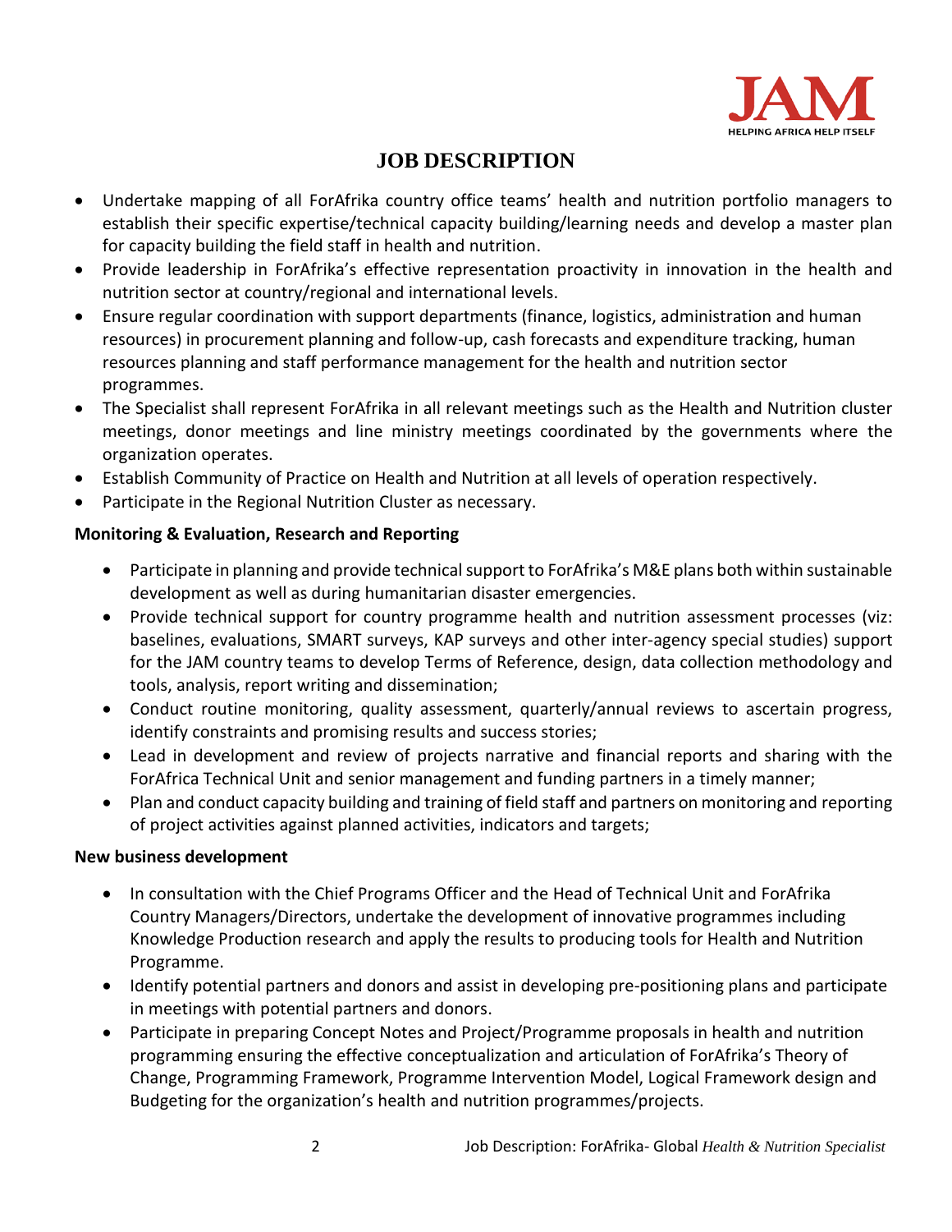# JOB DESCRIPTION

- Undertake mapping of all ForAfrika country office teams' health and nutrition portfolio managers to establish their specific expertise/technical capacity building/learning needs and develop a master plan for capacity building the field staff in health and nutrition.
- Provide leadership in ForAfrika's effective representation proactivity in innovation in the health and nutrition sector at country/regional and international levels.
- Ensure regular coordination with support departments (finance, logistics, administration and human resources) in procurement planning and follow-up, cash forecasts and expenditure tracking, human resources planning and staff performance management for the health and nutrition sector programmes.
- The Specialist shall represent ForAfrika in all relevant meetings such as the Health and Nutrition cluster meetings, donor meetings and line ministry meetings coordinated by the governments where the organization operates.
- Establish Community of Practice on Health and Nutrition at all levels of operation respectively.
- Participate in the Regional Nutrition Cluster as necessary.

**Monitoring & Evaluation, Research and Reporting**

- Participate in planning and provide technical support to ForAfrika's M&E plans both within sustainable development as well as during humanitarian disaster emergencies.
- Provide technical support for country programme health and nutrition assessment processes (viz: baselines, evaluations, SMART surveys, KAP surveys and other inter-agency special studies) support for the JAM country teams to develop Terms of Reference, design, data collection methodology and tools, analysis, report writing and dissemination;
- Conduct routine monitoring, quality assessment, quarterly/annual reviews to ascertain progress, identify constraints and promising results and success stories;
- Lead in development and review of projects narrative and financial reports and sharing with the ForAfrica Technical Unit and senior management and funding partners in a timely manner;
- Plan and conduct capacity building and training of field staff and partners on monitoring and reporting of project activities against planned activities, indicators and targets;

**New business development**

- In consultation with the Chief Programs Officer and the Head of Technical Unit and ForAfrika Country Managers/Directors, undertake the development of innovative programmes including Knowledge Production research and apply the results to producing tools for Health and Nutrition Programme.
- Identify potential partners and donors and assist in developing pre-positioning plans and participate in meetings with potential partners and donors.
- Participate in preparing Concept Notes and Project/Programme proposals in health and nutrition programming ensuring the effective conceptualization and articulation of ForAfrika's Theory of Change, Programming Framework, Programme Intervention Model, Logical Framework design and Budgeting for the organization's health and nutrition programmes/projects.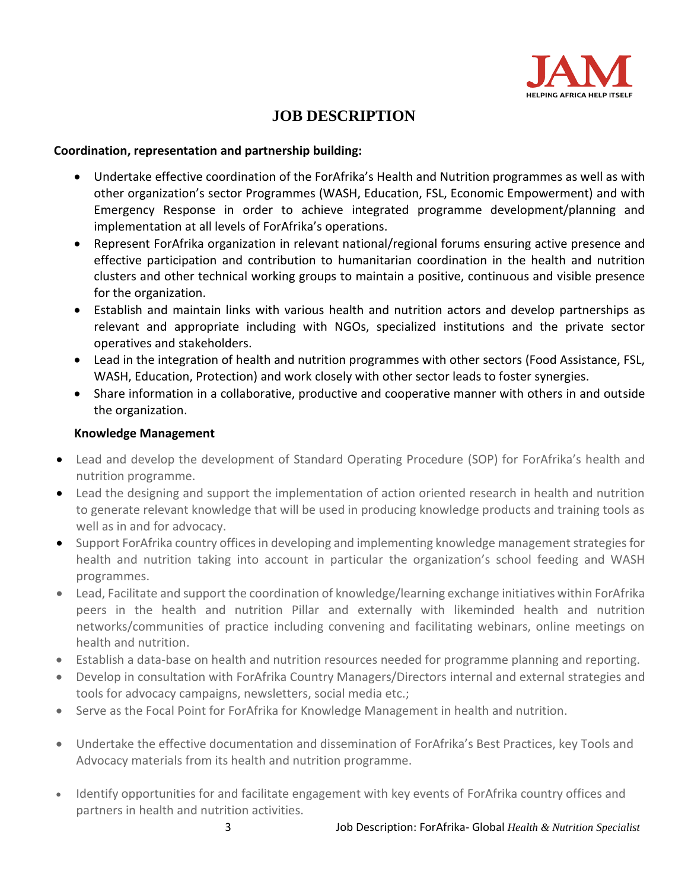# JOB DESCRIPTION

**Coordination, representation and partnership building:**

- Undertake effective coordination of the ForAfrika's Health and Nutrition programmes as well as with other organization's sector Programmes (WASH, Education, FSL, Economic Empowerment) and with Emergency Response in order to achieve integrated programme development/planning and implementation at all levels of ForAfrika's operations.
- Represent ForAfrika organization in relevant national/regional forums ensuring active presence and effective participation and contribution to humanitarian coordination in the health and nutrition clusters and other technical working groups to maintain a positive, continuous and visible presence for the organization.
- Establish and maintain links with various health and nutrition actors and develop partnerships as relevant and appropriate including with NGOs, specialized institutions and the private sector operatives and stakeholders.
- Lead in the integration of health and nutrition programmes with other sectors (Food Assistance, FSL, WASH, Education, Protection) and work closely with other sector leads to foster synergies.
- Share information in a collaborative, productive and cooperative manner with others in and outside the organization.

**Knowledge Management**

- Lead and develop the development of Standard Operating Procedure (SOP) for ForAfrika's health and nutrition programme.
- Lead the designing and support the implementation of action oriented research in health and nutrition to generate relevant knowledge that will be used in producing knowledge products and training tools as well as in and for advocacy.
- Support ForAfrika country offices in developing and implementing knowledge management strategies for health and nutrition taking into account in particular the organization's school feeding and WASH programmes.
- Lead, Facilitate and support the coordination of knowledge/learning exchange initiatives within ForAfrika peers in the health and nutrition Pillar and externally with likeminded health and nutrition networks/communities of practice including convening and facilitating webinars, online meetings on health and nutrition.
- Establish a data-base on health and nutrition resources needed for programme planning and reporting.
- Develop in consultation with ForAfrika Country Managers/Directors internal and external strategies and tools for advocacy campaigns, newsletters, social media etc.;
- Serve as the Focal Point for ForAfrika for Knowledge Management in health and nutrition.
- Undertake the effective documentation and dissemination of ForAfrika's Best Practices, key Tools and Advocacy materials from its health and nutrition programme.
- Identify opportunities for and facilitate engagement with key events of ForAfrika country offices and partners in health and nutrition activities.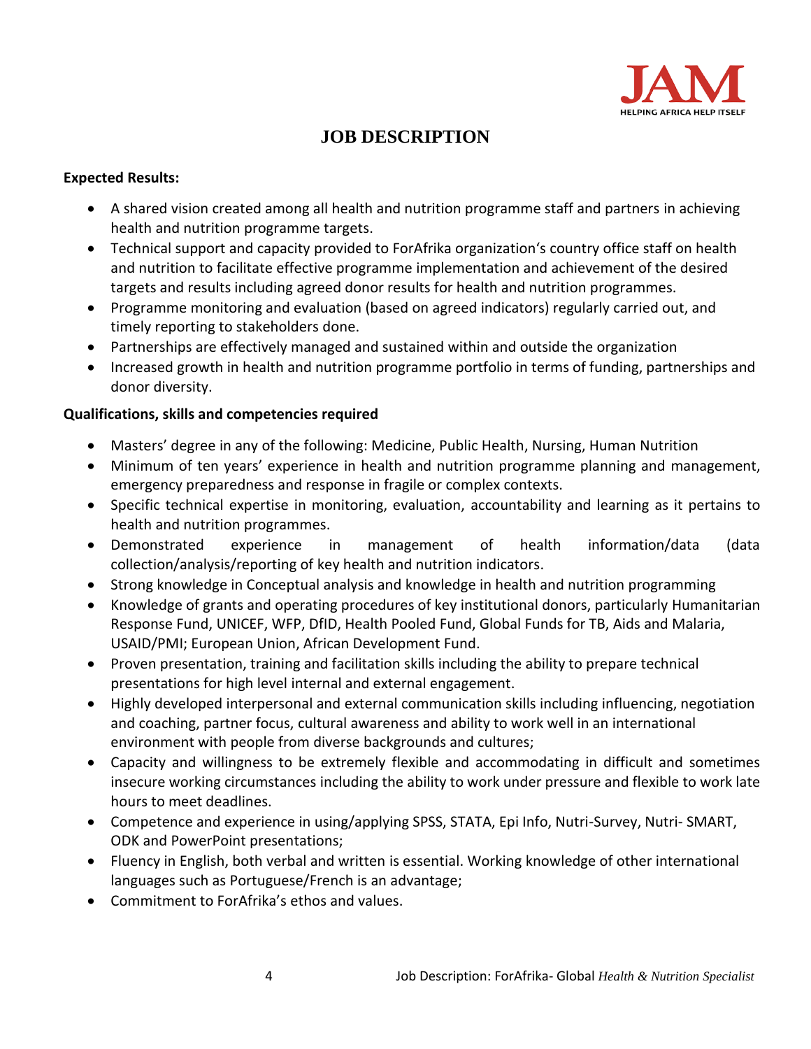# JOB DESCRIPTION

**Expected Results:**

- A shared vision created among all health and nutrition programme staff and partners in achieving health and nutrition programme targets.
- Technical support and capacity provided to ForAfrika organization's country office staff on health and nutrition to facilitate effective programme implementation and achievement of the desired targets and results including agreed donor results for health and nutrition programmes.
- Programme monitoring and evaluation (based on agreed indicators) regularly carried out, and timely reporting to stakeholders done.
- Partnerships are effectively managed and sustained within and outside the organization
- Increased growth in health and nutrition programme portfolio in terms of funding, partnerships and donor diversity.

**Qualifications, skills and competencies required**

- Masters' degree in any of the following: Medicine, Public Health, Nursing, Human Nutrition
- Minimum of ten years' experience in health and nutrition programme planning and management, emergency preparedness and response in fragile or complex contexts.
- Specific technical expertise in monitoring, evaluation, accountability and learning as it pertains to health and nutrition programmes.
- Demonstrated experience in management of health information/data (data collection/analysis/reporting of key health and nutrition indicators.
- Strong knowledge in Conceptual analysis and knowledge in health and nutrition programming
- Knowledge of grants and operating procedures of key institutional donors, particularly Humanitarian Response Fund, UNICEF, WFP, DfID, Health Pooled Fund, Global Funds for TB, Aids and Malaria, USAID/PMI; European Union, African Development Fund.
- Proven presentation, training and facilitation skills including the ability to prepare technical presentations for high level internal and external engagement.
- Highly developed interpersonal and external communication skills including influencing, negotiation and coaching, partner focus, cultural awareness and ability to work well in an international environment with people from diverse backgrounds and cultures;
- Capacity and willingness to be extremely flexible and accommodating in difficult and sometimes insecure working circumstances including the ability to work under pressure and flexible to work late hours to meet deadlines.
- Competence and experience in using/applying SPSS, STATA, Epi Info, Nutri-Survey, Nutri- SMART, ODK and PowerPoint presentations;
- Fluency in English, both verbal and written is essential. Working knowledge of other international languages such as Portuguese/French is an advantage;
- Commitment to ForAfrika's ethos and values.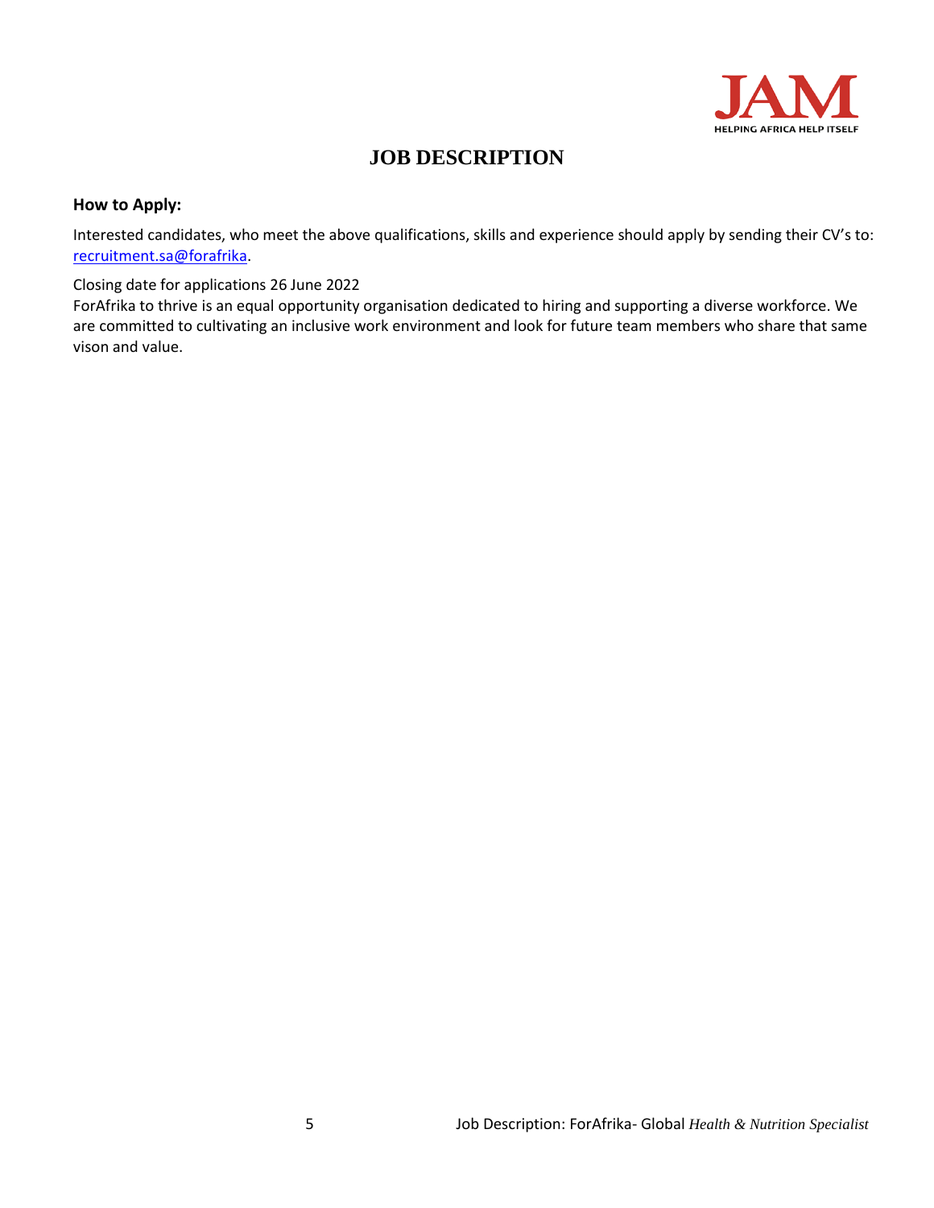# JOB DESCRIPTION

**How to Apply:**

Interested candidates, who meet the above qualifications, skills and experience should apply by sending their CV's to: recruitment.sa@forafrika.

Closing date for applications 26 June 2022

ForAfrika to thrive is an equal opportunity organisation dedicated to hiring and supporting a diverse workforce. We are committed to cultivating an inclusive work environment and look for future team members who share that same vison and value.